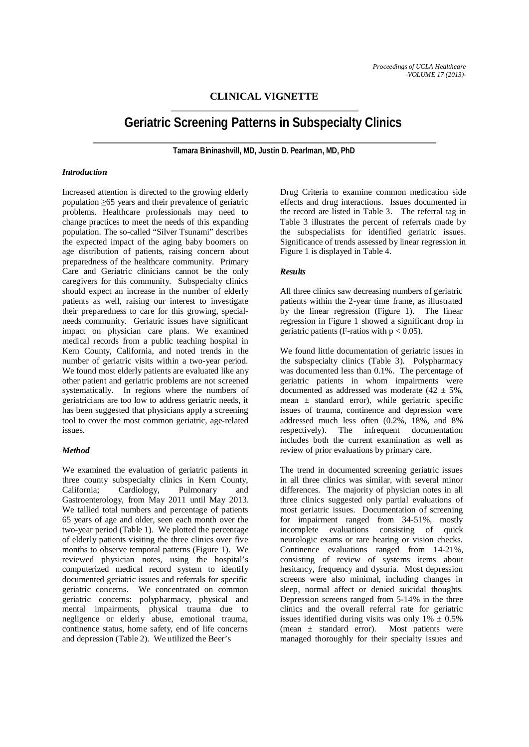CLINICAL VIGNETTE

# Geriatric Screening Patterns in Subspecialty Clinics

**Tamara Bininashvill, MD, Justin D. Pearlman, MD, PhD**

### *Introduction*

Increased attention is directed to the growing elderly population ≥65 years and their prevalence of geriatric problems. Healthcare professionals may need to change practices to meet the needs of this expanding population. The so-called "Silver Tsunami" describes the expected impact of the aging baby boomers on age distribution of patients, raising concern about preparedness of the healthcare community. Primary Care and Geriatric clinicians cannot be the only caregivers for this community. Subspecialty clinics should expect an increase in the number of elderly patients as well, raising our interest to investigate their preparedness to care for this growing, special-needs community. Geriatric issues have significant impact on physician care plans. We examined medical records from a public teaching hospital in Kern County, California, and noted trends in the number of geriatric visits within a two-year period. We found most elderly patients are evaluated like any other patient and geriatric problems are not screened systematically. In regions where the numbers of geriatricians are too low to address geriatric needs, it has been suggested that physicians apply a screening tool to cover the most common geriatric, age-related issues.

### *Method*

We examined the evaluation of geriatric patients in three county subspecialty clinics in Kern County, California; Cardiology, Pulmonary and Gastroenterology, from May 2011 until May 2013. We tallied total numbers and percentage of patients 65 years of age and older, seen each month over the two-year period (Table 1). We plotted the percentage of elderly patients visiting the three clinics over five months to observe temporal patterns (Figure 1). We reviewed physician notes, using the hospital's computerized medical record system to identify documented geriatric issues and referrals for specific geriatric concerns. We concentrated on common geriatric concerns: polypharmacy, physical and mental impairments, physical trauma due to negligence or elderly abuse, emotional trauma, continence status, home safety, end of life concerns and depression (Table 2). We utilized the Beer's Drug Criteria to examine common medication side effects and drug interactions. Issues documented in the record are listed in Table 3. The referral tag in Table 3 illustrates the percent of referrals made by the subspecialists for identified geriatric issues. Significance of trends assessed by linear regression in Figure 1 is displayed in Table 4.

### *Results*

All three clinics saw decreasing numbers of geriatric patients within the 2-year time frame, as illustrated by the linear regression (Figure 1). The linear regression in Figure 1 showed a significant drop in geriatric patients (F-ratios with $p < 0.05$).

We found little documentation of geriatric issues in the subspecialty clinics (Table 3). Polypharmacy was documented less than 0.1%. The percentage of geriatric patients in whom impairments were documented as addressed was moderate ($42 \pm 5\%$, mean ± standard error), while geriatric specific issues of trauma, continence and depression were addressed much less often (0.2%, 18%, and 8% respectively). The infrequent documentation includes both the current examination as well as review of prior evaluations by primary care.

The trend in documented screening geriatric issues in all three clinics was similar, with several minor differences. The majority of physician notes in all three clinics suggested only partial evaluations of most geriatric issues. Documentation of screening for impairment ranged from 34-51%, mostly incomplete evaluations consisting of quick neurologic exams or rare hearing or vision checks. Continence evaluations ranged from 14-21%, consisting of review of systems items about hesitancy, frequency and dysuria. Most depression screens were also minimal, including changes in sleep, normal affect or denied suicidal thoughts. Depression screens ranged from 5-14% in the three clinics and the overall referral rate for geriatric issues identified during visits was only $1\% \pm 0.5\%$ (mean ± standard error). Most patients were managed thoroughly for their specialty issues and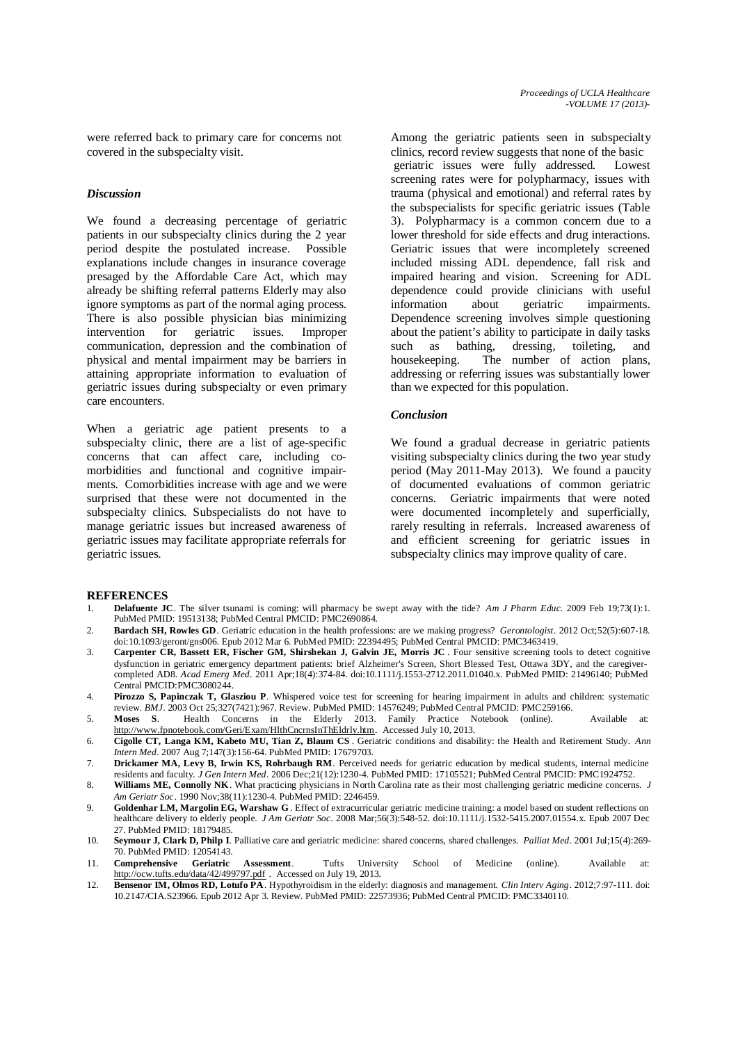were referred back to primary care for concerns not covered in the subspecialty visit.

### *Discussion*

We found a decreasing percentage of geriatric patients in our subspecialty clinics during the 2 year period despite the postulated increase. Possible explanations include changes in insurance coverage presaged by the Affordable Care Act, which may already be shifting referral patterns Elderly may also ignore symptoms as part of the normal aging process. There is also possible physician bias minimizing intervention for geriatric issues. Improper communication, depression and the combination of physical and mental impairment may be barriers in attaining appropriate information to evaluation of geriatric issues during subspecialty or even primary care encounters.

When a geriatric age patient presents to a subspecialty clinic, there are a list of age-specific concerns that can affect care, including co-morbidities and functional and cognitive impairments. Comorbidities increase with age and we were surprised that these were not documented in the subspecialty clinics. Subspecialists do not have to manage geriatric issues but increased awareness of geriatric issues may facilitate appropriate referrals for geriatric issues.

Among the geriatric patients seen in subspecialty clinics, record review suggests that none of the basic geriatric issues were fully addressed. Lowest screening rates were for polypharmacy, issues with trauma (physical and emotional) and referral rates by the subspecialists for specific geriatric issues (Table 3). Polypharmacy is a common concern due to a lower threshold for side effects and drug interactions. Geriatric issues that were incompletely screened included missing ADL dependence, fall risk and impaired hearing and vision. Screening for ADL dependence could provide clinicians with useful information about geriatric impairments. Dependence screening involves simple questioning about the patient's ability to participate in daily tasks such as bathing, dressing, toileting, and housekeeping. The number of action plans, addressing or referring issues was substantially lower than we expected for this population.

### *Conclusion*

We found a gradual decrease in geriatric patients visiting subspecialty clinics during the two year study period (May 2011-May 2013). We found a paucity of documented evaluations of common geriatric concerns. Geriatric impairments that were noted were documented incompletely and superficially, rarely resulting in referrals. Increased awareness of and efficient screening for geriatric issues in subspecialty clinics may improve quality of care.

## REFERENCES

1. **Delafuente JC**. The silver tsunami is coming: will pharmacy be swept away with the tide? *Am J Pharm Educ.* 2009 Feb 19;73(1):1. PubMed PMID: 19513138; PubMed Central PMCID: PMC2690864.
2. **Bardach SH, Rowles GD**. Geriatric education in the health professions: are we making progress? *Gerontologist*. 2012 Oct;52(5):607-18. doi:10.1093/geront/gns006. Epub 2012 Mar 6. PubMed PMID: 22394495; PubMed Central PMCID: PMC3463419.
3. **Carpenter CR, Bassett ER, Fischer GM, Shirshekan J, Galvin JE, Morris JC**. Four sensitive screening tools to detect cognitive dysfunction in geriatric emergency department patients: brief Alzheimer's Screen, Short Blessed Test, Ottawa 3DY, and the caregiver-completed AD8. *Acad Emerg Med*. 2011 Apr;18(4):374-84. doi:10.1111/j.1553-2712.2011.01040.x. PubMed PMID: 21496140; PubMed Central PMCID:PMC3080244.
4. **Pirozzo S, Papinczak T, Glasziou P**. Whispered voice test for screening for hearing impairment in adults and children: systematic review. *BMJ*. 2003 Oct 25;327(7421):967. Review. PubMed PMID: 14576249; PubMed Central PMCID: PMC259166.
5. **Moses S**. Health Concerns in the Elderly 2013. Family Practice Notebook (online). Available at: http://www.fpnotebook.com/Geri/Exam/HlthCncrnsInThEldrly.htm. Accessed July 10, 2013.
6. **Cigolle CT, Langa KM, Kabeto MU, Tian Z, Blaum CS**. Geriatric conditions and disability: the Health and Retirement Study. *Ann Intern Med*. 2007 Aug 7;147(3):156-64. PubMed PMID: 17679703.
7. **Drickamer MA, Levy B, Irwin KS, Rohrbaugh RM**. Perceived needs for geriatric education by medical students, internal medicine residents and faculty. *J Gen Intern Med*. 2006 Dec;21(12):1230-4. PubMed PMID: 17105521; PubMed Central PMCID: PMC1924752.
8. **Williams ME, Connolly NK**. What practicing physicians in North Carolina rate as their most challenging geriatric medicine concerns. *J Am Geriatr Soc*. 1990 Nov;38(11):1230-4. PubMed PMID: 2246459.
9. **Goldenhar LM, Margolin EG, Warshaw G**. Effect of extracurricular geriatric medicine training: a model based on student reflections on healthcare delivery to elderly people. *J Am Geriatr Soc*. 2008 Mar;56(3):548-52. doi:10.1111/j.1532-5415.2007.01554.x. Epub 2007 Dec 27. PubMed PMID: 18179485.
10. **Seymour J, Clark D, Philp I**. Palliative care and geriatric medicine: shared concerns, shared challenges. *Palliat Med*. 2001 Jul;15(4):269-70. PubMed PMID: 12054143.
11. **Comprehensive Geriatric Assessment**. Tufts University School of Medicine (online). Available at: http://ocw.tufts.edu/data/42/499797.pdf . Accessed on July 19, 2013.
12. **Bensenor IM, Olmos RD, Lotufo PA**. Hypothyroidism in the elderly: diagnosis and management. *Clin Interv Aging*. 2012;7:97-111. doi: 10.2147/CIA.S23966. Epub 2012 Apr 3. Review. PubMed PMID: 22573936; PubMed Central PMCID: PMC3340110.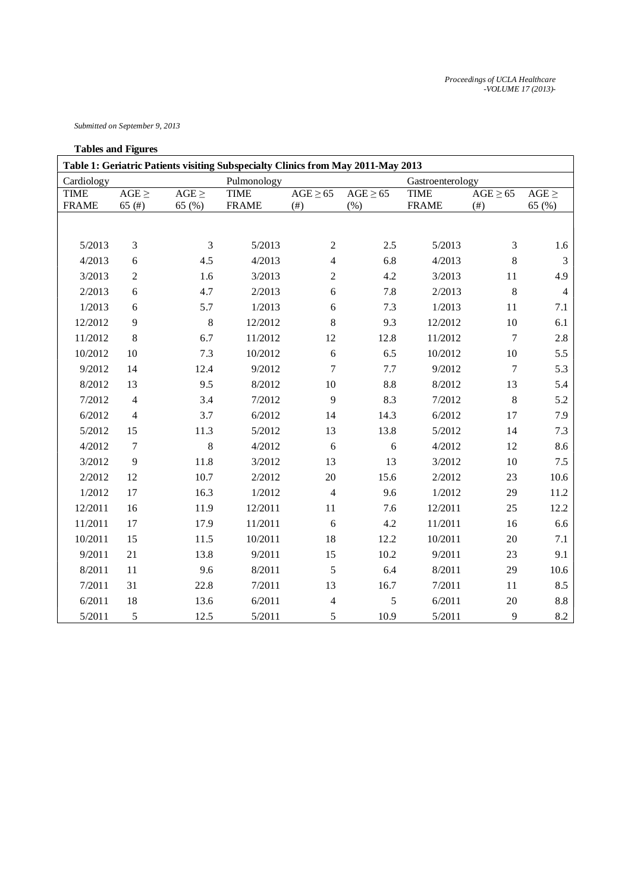*Submitted on September 9, 2013*

**Tables and Figures**

**Table 1: Geriatric Patients visiting Subspecialty Clinics from May 2011-May 2013**

| Cardiology | | | Pulmonology | | | Gastroenterology | | |
|---|---|---|---|---|---|---|---|---|
| TIME FRAME | AGE ≥ 65 (#) | AGE ≥ 65 (%) | TIME FRAME | AGE ≥ 65 (#) | AGE ≥ 65 (%) | TIME FRAME | AGE ≥ 65 (#) | AGE ≥ 65 (%) |
| 5/2013 | 3 | 3 | 5/2013 | 2 | 2.5 | 5/2013 | 3 | 1.6 |
| 4/2013 | 6 | 4.5 | 4/2013 | 4 | 6.8 | 4/2013 | 8 | 3 |
| 3/2013 | 2 | 1.6 | 3/2013 | 2 | 4.2 | 3/2013 | 11 | 4.9 |
| 2/2013 | 6 | 4.7 | 2/2013 | 6 | 7.8 | 2/2013 | 8 | 4 |
| 1/2013 | 6 | 5.7 | 1/2013 | 6 | 7.3 | 1/2013 | 11 | 7.1 |
| 12/2012 | 9 | 8 | 12/2012 | 8 | 9.3 | 12/2012 | 10 | 6.1 |
| 11/2012 | 8 | 6.7 | 11/2012 | 12 | 12.8 | 11/2012 | 7 | 2.8 |
| 10/2012 | 10 | 7.3 | 10/2012 | 6 | 6.5 | 10/2012 | 10 | 5.5 |
| 9/2012 | 14 | 12.4 | 9/2012 | 7 | 7.7 | 9/2012 | 7 | 5.3 |
| 8/2012 | 13 | 9.5 | 8/2012 | 10 | 8.8 | 8/2012 | 13 | 5.4 |
| 7/2012 | 4 | 3.4 | 7/2012 | 9 | 8.3 | 7/2012 | 8 | 5.2 |
| 6/2012 | 4 | 3.7 | 6/2012 | 14 | 14.3 | 6/2012 | 17 | 7.9 |
| 5/2012 | 15 | 11.3 | 5/2012 | 13 | 13.8 | 5/2012 | 14 | 7.3 |
| 4/2012 | 7 | 8 | 4/2012 | 6 | 6 | 4/2012 | 12 | 8.6 |
| 3/2012 | 9 | 11.8 | 3/2012 | 13 | 13 | 3/2012 | 10 | 7.5 |
| 2/2012 | 12 | 10.7 | 2/2012 | 20 | 15.6 | 2/2012 | 23 | 10.6 |
| 1/2012 | 17 | 16.3 | 1/2012 | 4 | 9.6 | 1/2012 | 29 | 11.2 |
| 12/2011 | 16 | 11.9 | 12/2011 | 11 | 7.6 | 12/2011 | 25 | 12.2 |
| 11/2011 | 17 | 17.9 | 11/2011 | 6 | 4.2 | 11/2011 | 16 | 6.6 |
| 10/2011 | 15 | 11.5 | 10/2011 | 18 | 12.2 | 10/2011 | 20 | 7.1 |
| 9/2011 | 21 | 13.8 | 9/2011 | 15 | 10.2 | 9/2011 | 23 | 9.1 |
| 8/2011 | 11 | 9.6 | 8/2011 | 5 | 6.4 | 8/2011 | 29 | 10.6 |
| 7/2011 | 31 | 22.8 | 7/2011 | 13 | 16.7 | 7/2011 | 11 | 8.5 |
| 6/2011 | 18 | 13.6 | 6/2011 | 4 | 5 | 6/2011 | 20 | 8.8 |
| 5/2011 | 5 | 12.5 | 5/2011 | 5 | 10.9 | 5/2011 | 9 | 8.2 |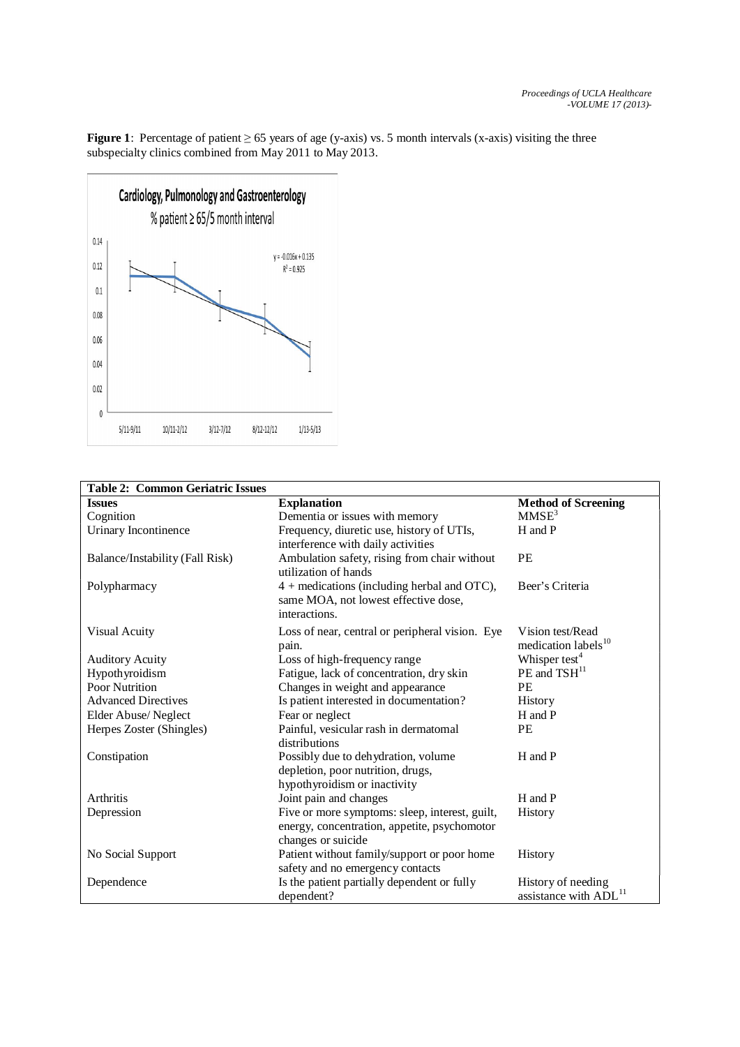**Figure 1**: Percentage of patient ≥ 65 years of age (y-axis) vs. 5 month intervals (x-axis) visiting the three subspecialty clinics combined from May 2011 to May 2013.

| **Table 2: Common Geriatric Issues** | | |
|---|---|---|
| **Issues** | **Explanation** | **Method of Screening** |
| Cognition | Dementia or issues with memory | MMSE[3] |
| Urinary Incontinence | Frequency, diuretic use, history of UTIs, interference with daily activities | H and P |
| Balance/Instability (Fall Risk) | Ambulation safety, rising from chair without utilization of hands | PE |
| Polypharmacy | 4 + medications (including herbal and OTC), same MOA, not lowest effective dose, interactions. | Beer's Criteria |
| Visual Acuity | Loss of near, central or peripheral vision. Eye pain. | Vision test/Read medication labels[10] |
| Auditory Acuity | Loss of high-frequency range | Whisper test[4] |
| Hypothyroidism | Fatigue, lack of concentration, dry skin | PE and TSH[11] |
| Poor Nutrition | Changes in weight and appearance | PE |
| Advanced Directives | Is patient interested in documentation? | History |
| Elder Abuse/ Neglect | Fear or neglect | H and P |
| Herpes Zoster (Shingles) | Painful, vesicular rash in dermatomal distributions | PE |
| Constipation | Possibly due to dehydration, volume depletion, poor nutrition, drugs, hypothyroidism or inactivity | H and P |
| Arthritis | Joint pain and changes | H and P |
| Depression | Five or more symptoms: sleep, interest, guilt, energy, concentration, appetite, psychomotor changes or suicide | History |
| No Social Support | Patient without family/support or poor home safety and no emergency contacts | History |
| Dependence | Is the patient partially dependent or fully dependent? | History of needing assistance with ADL[11] |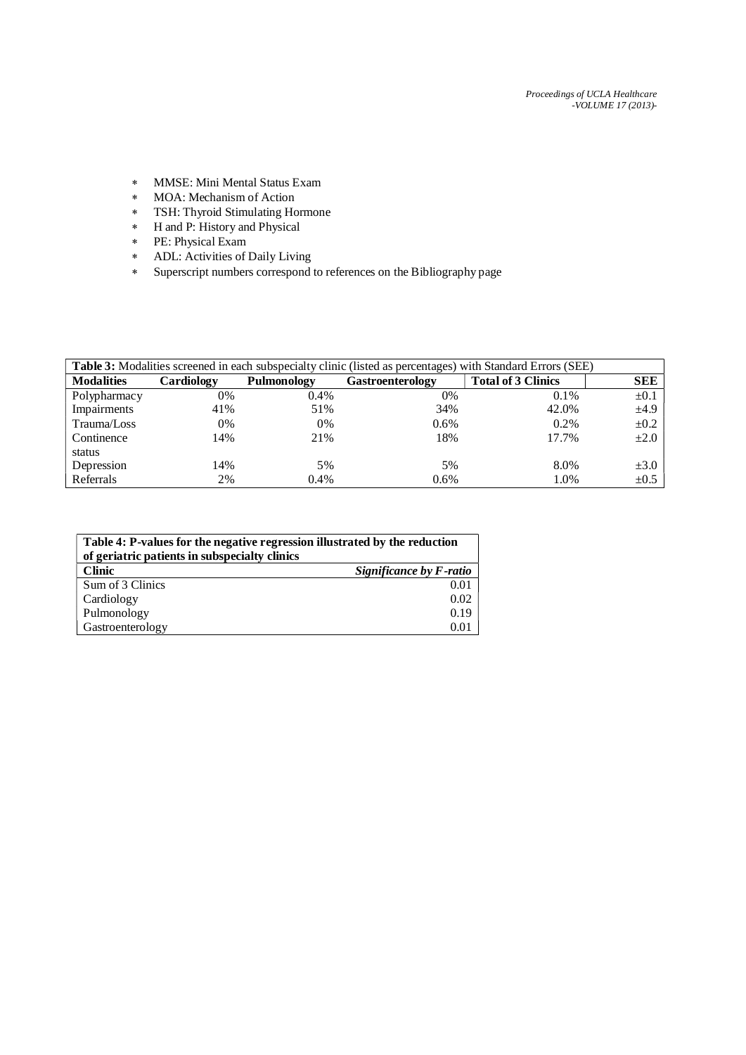* MMSE: Mini Mental Status Exam
* MOA: Mechanism of Action
* TSH: Thyroid Stimulating Hormone
* H and P: History and Physical
* PE: Physical Exam
* ADL: Activities of Daily Living
* Superscript numbers correspond to references on the Bibliography page

**Table 3:** Modalities screened in each subspecialty clinic (listed as percentages) with Standard Errors (SEE)

| **Modalities** | **Cardiology** | **Pulmonology** | **Gastroenterology** | **Total of 3 Clinics** | **SEE** |
|---|---|---|---|---|---|
| Polypharmacy | 0% | 0.4% | 0% | 0.1% | ±0.1 |
| Impairments | 41% | 51% | 34% | 42.0% | ±4.9 |
| Trauma/Loss | 0% | 0% | 0.6% | 0.2% | ±0.2 |
| Continence status | 14% | 21% | 18% | 17.7% | ±2.0 |
| Depression | 14% | 5% | 5% | 8.0% | ±3.0 |
| Referrals | 2% | 0.4% | 0.6% | 1.0% | ±0.5 |

**Table 4: P-values for the negative regression illustrated by the reduction of geriatric patients in subspecialty clinics**

| **Clinic** | ***Significance by F-ratio*** |
|---|---|
| Sum of 3 Clinics | 0.01 |
| Cardiology | 0.02 |
| Pulmonology | 0.19 |
| Gastroenterology | 0.01 |